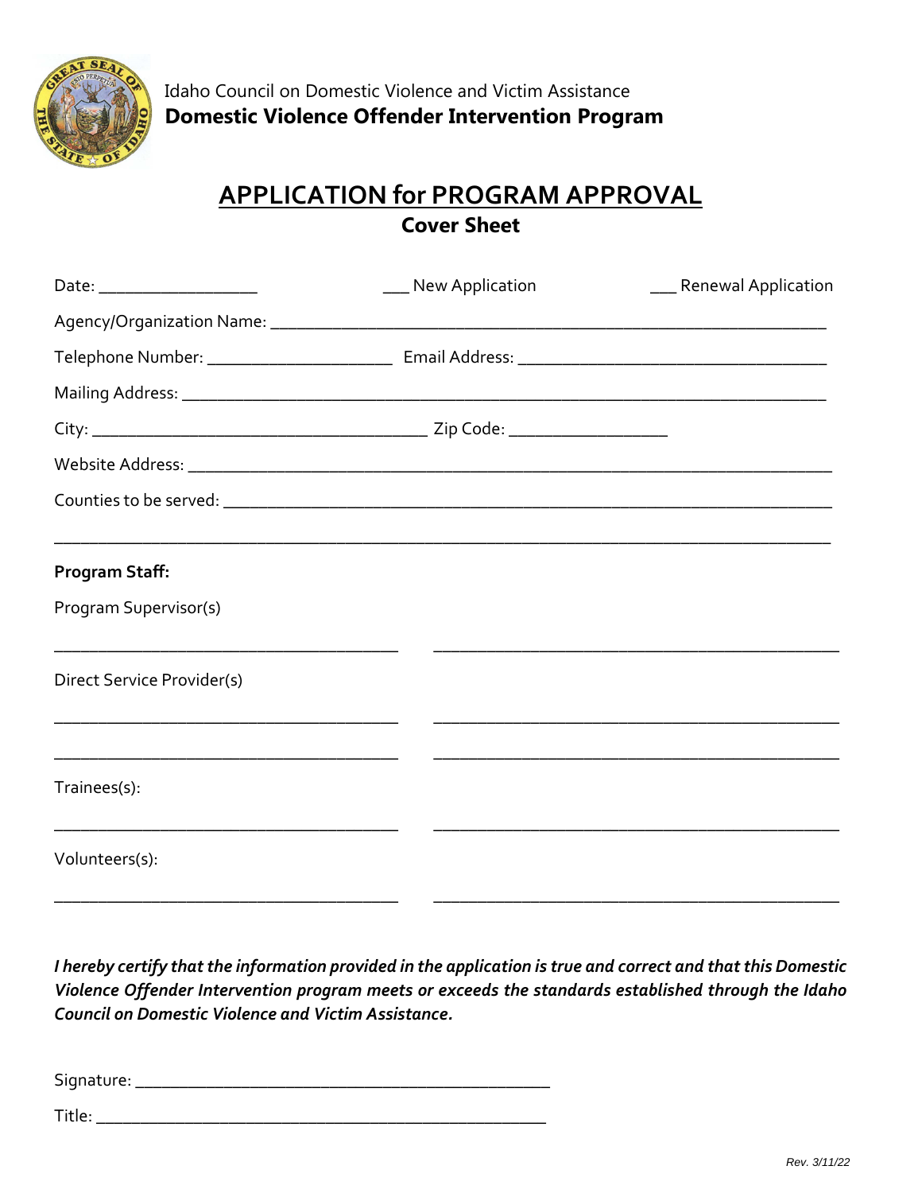Idaho Council on Domestic Violence and Victim Assistance

**Domestic Violence Offender Intervention Program**

# APPLICATION for PROGRAM APPROVAL

## Cover Sheet

Date: __________________ ___ New Application ___ Renewal Application

Agency/Organization Name: ____________________________________________________________

Telephone Number: _____________________ Email Address: ___________________________________

Mailing Address: _________________________________________________________________________

City: ______________________________________ Zip Code: __________________

Website Address: _________________________________________________________________________

Counties to be served: _____________________________________________________________________

_____________________________________________________________________________________

**Program Staff:**

Program Supervisor(s)

_______________________________________ _____________________________________________

Direct Service Provider(s)

_______________________________________ _____________________________________________

_______________________________________ _____________________________________________

Trainees(s):

_______________________________________ _____________________________________________

Volunteers(s):

_______________________________________ _____________________________________________

***I hereby certify that the information provided in the application is true and correct and that this Domestic Violence Offender Intervention program meets or exceeds the standards established through the Idaho Council on Domestic Violence and Victim Assistance.***

Signature: ____________________________________________

Title: ________________________________________________

Rev. 3/11/22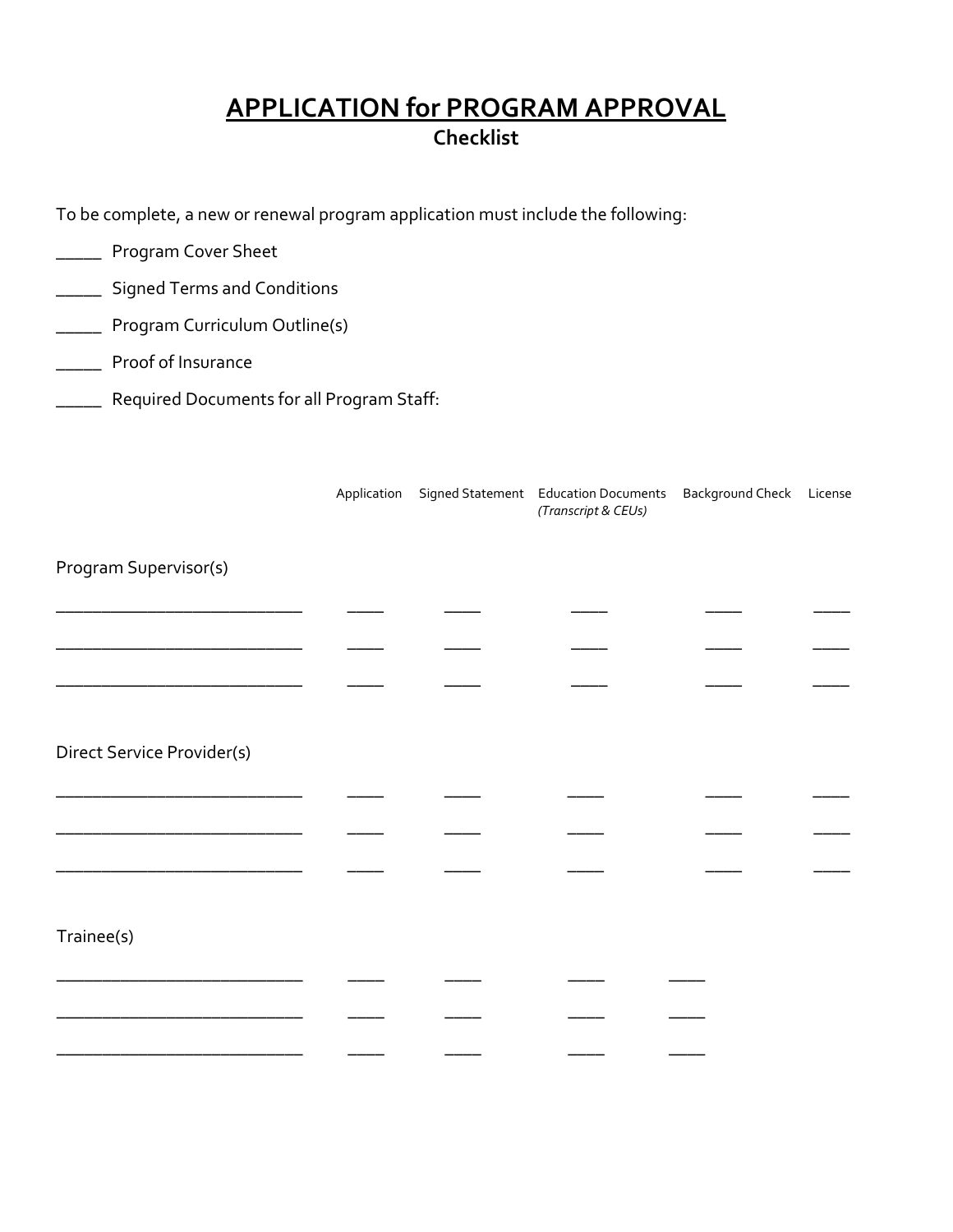# APPLICATION for PROGRAM APPROVAL

## Checklist

To be complete, a new or renewal program application must include the following:

_____ Program Cover Sheet

_____ Signed Terms and Conditions

_____ Program Curriculum Outline(s)

_____ Proof of Insurance

_____ Required Documents for all Program Staff:

| | Application | Signed Statement | Education Documents *(Transcript & CEUs)* | Background Check | License |
|---|---|---|---|---|---|
| **Program Supervisor(s)** | | | | | |
| ____________________________ | _____ | _____ | _____ | _____ | _____ |
| ____________________________ | _____ | _____ | _____ | _____ | _____ |
| ____________________________ | _____ | _____ | _____ | _____ | _____ |
| **Direct Service Provider(s)** | | | | | |
| ____________________________ | _____ | _____ | _____ | _____ | _____ |
| ____________________________ | _____ | _____ | _____ | _____ | _____ |
| ____________________________ | _____ | _____ | _____ | _____ | _____ |
| **Trainee(s)** | | | | | |
| ____________________________ | _____ | _____ | _____ | _____ | |
| ____________________________ | _____ | _____ | _____ | _____ | |
| ____________________________ | _____ | _____ | _____ | _____ | |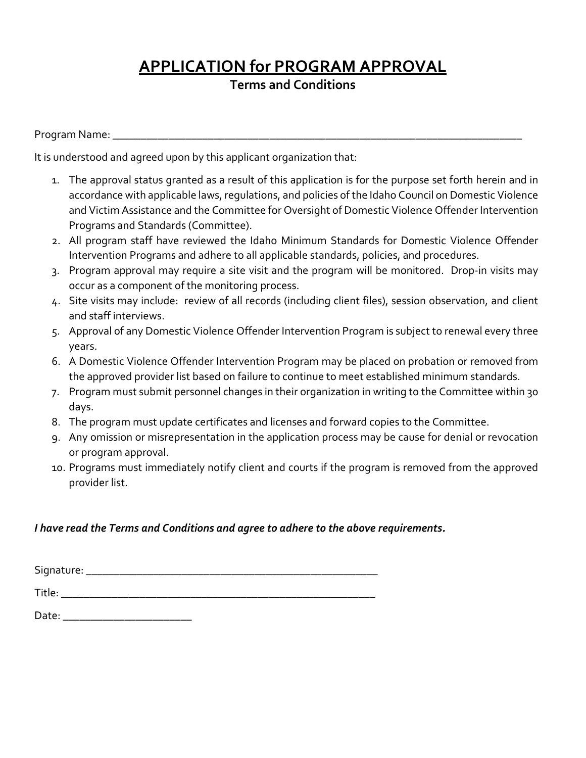# APPLICATION for PROGRAM APPROVAL

## Terms and Conditions

Program Name: ___________________________________________________________________________

It is understood and agreed upon by this applicant organization that:

1. The approval status granted as a result of this application is for the purpose set forth herein and in accordance with applicable laws, regulations, and policies of the Idaho Council on Domestic Violence and Victim Assistance and the Committee for Oversight of Domestic Violence Offender Intervention Programs and Standards (Committee).
2. All program staff have reviewed the Idaho Minimum Standards for Domestic Violence Offender Intervention Programs and adhere to all applicable standards, policies, and procedures.
3. Program approval may require a site visit and the program will be monitored. Drop-in visits may occur as a component of the monitoring process.
4. Site visits may include: review of all records (including client files), session observation, and client and staff interviews.
5. Approval of any Domestic Violence Offender Intervention Program is subject to renewal every three years.
6. A Domestic Violence Offender Intervention Program may be placed on probation or removed from the approved provider list based on failure to continue to meet established minimum standards.
7. Program must submit personnel changes in their organization in writing to the Committee within 30 days.
8. The program must update certificates and licenses and forward copies to the Committee.
9. Any omission or misrepresentation in the application process may be cause for denial or revocation or program approval.
10. Programs must immediately notify client and courts if the program is removed from the approved provider list.

***I have read the Terms and Conditions and agree to adhere to the above requirements.***

Signature: ____________________________________________________

Title: ________________________________________________________

Date: _______________________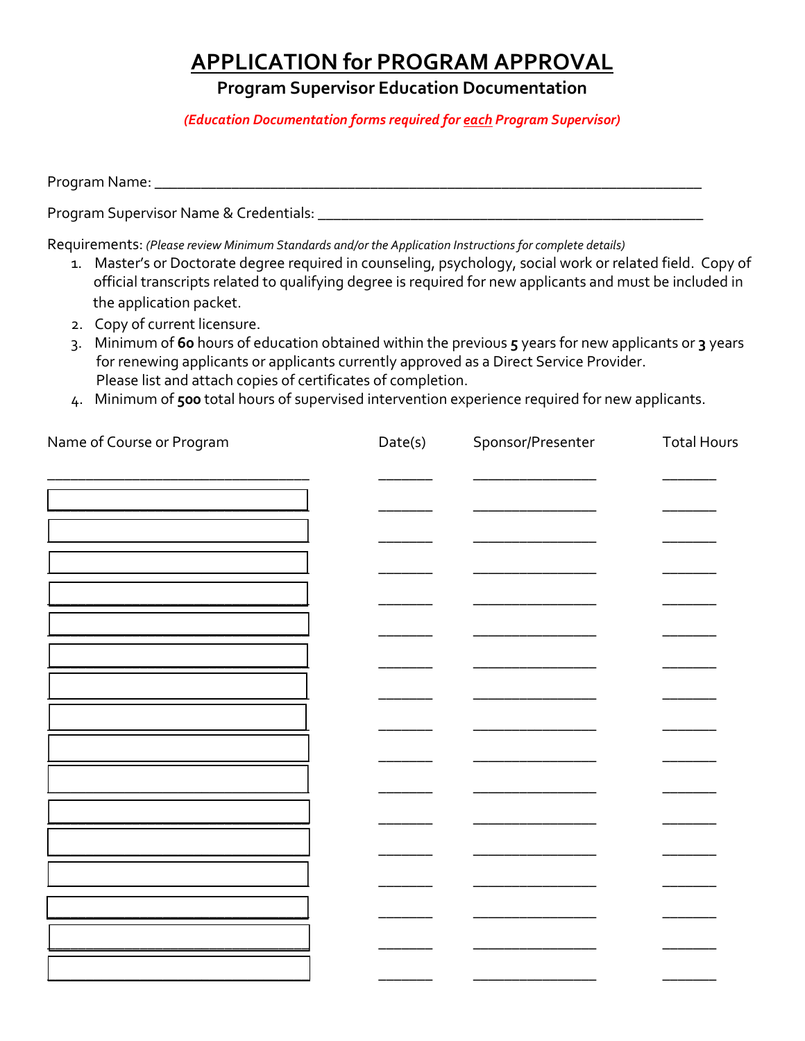# APPLICATION for PROGRAM APPROVAL

## Program Supervisor Education Documentation

*(Education Documentation forms required for each Program Supervisor)*

Program Name: ___________________________________________________________________________

Program Supervisor Name & Credentials: ___________________________________________________

Requirements: *(Please review Minimum Standards and/or the Application Instructions for complete details)*

1. Master's or Doctorate degree required in counseling, psychology, social work or related field. Copy of official transcripts related to qualifying degree is required for new applicants and must be included in the application packet.
2. Copy of current licensure.
3. Minimum of **60** hours of education obtained within the previous **5** years for new applicants or **3** years for renewing applicants or applicants currently approved as a Direct Service Provider. Please list and attach copies of certificates of completion.
4. Minimum of **500** total hours of supervised intervention experience required for new applicants.

| Name of Course or Program | Date(s) | Sponsor/Presenter | Total Hours |
|---|---|---|---|
| | | | |
| | | | |
| | | | |
| | | | |
| | | | |
| | | | |
| | | | |
| | | | |
| | | | |
| | | | |
| | | | |
| | | | |
| | | | |
| | | | |
| | | | |
| | | | |
| | | | |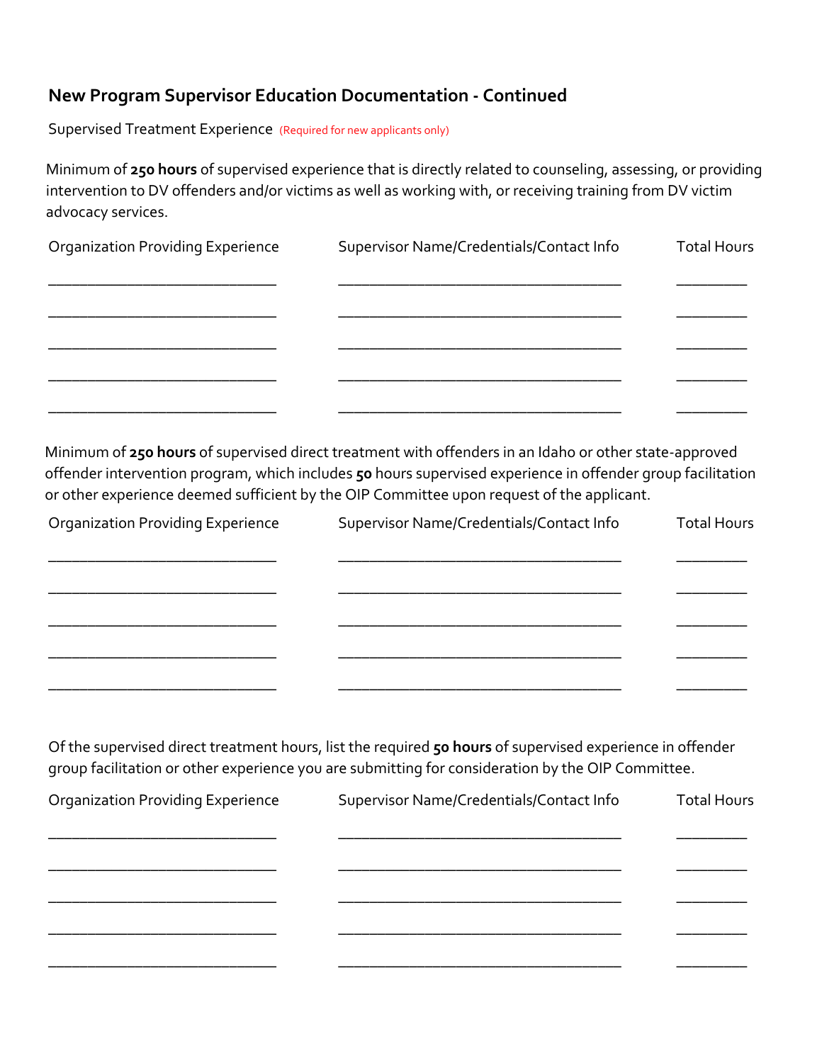## New Program Supervisor Education Documentation - Continued

Supervised Treatment Experience (Required for new applicants only)

Minimum of **250 hours** of supervised experience that is directly related to counseling, assessing, or providing intervention to DV offenders and/or victims as well as working with, or receiving training from DV victim advocacy services.

| Organization Providing Experience | Supervisor Name/Credentials/Contact Info | Total Hours |
| --- | --- | --- |
| | | |
| | | |
| | | |
| | | |
| | | |

Minimum of **250 hours** of supervised direct treatment with offenders in an Idaho or other state-approved offender intervention program, which includes **50** hours supervised experience in offender group facilitation or other experience deemed sufficient by the OIP Committee upon request of the applicant.

| Organization Providing Experience | Supervisor Name/Credentials/Contact Info | Total Hours |
| --- | --- | --- |
| | | |
| | | |
| | | |
| | | |
| | | |

Of the supervised direct treatment hours, list the required **50 hours** of supervised experience in offender group facilitation or other experience you are submitting for consideration by the OIP Committee.

| Organization Providing Experience | Supervisor Name/Credentials/Contact Info | Total Hours |
| --- | --- | --- |
| | | |
| | | |
| | | |
| | | |
| | | |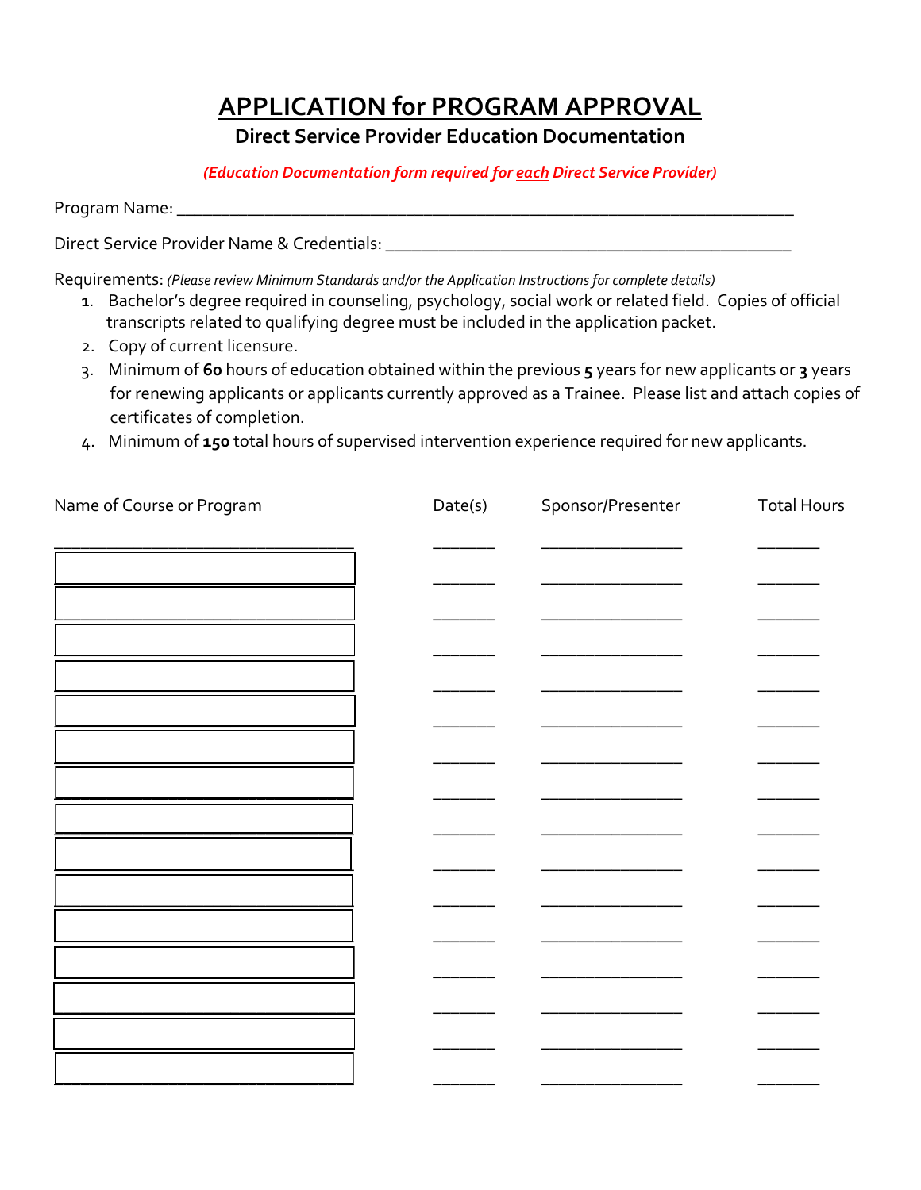# APPLICATION for PROGRAM APPROVAL

## Direct Service Provider Education Documentation

*(Education Documentation form required for each Direct Service Provider)*

Program Name: ___________________________________________________________________

Direct Service Provider Name & Credentials: _____________________________________________

Requirements: *(Please review Minimum Standards and/or the Application Instructions for complete details)*

1. Bachelor's degree required in counseling, psychology, social work or related field. Copies of official transcripts related to qualifying degree must be included in the application packet.
2. Copy of current licensure.
3. Minimum of **60** hours of education obtained within the previous **5** years for new applicants or **3** years for renewing applicants or applicants currently approved as a Trainee. Please list and attach copies of certificates of completion.
4. Minimum of **150** total hours of supervised intervention experience required for new applicants.

| Name of Course or Program | Date(s) | Sponsor/Presenter | Total Hours |
|---|---|---|---|
| | | | |
| | | | |
| | | | |
| | | | |
| | | | |
| | | | |
| | | | |
| | | | |
| | | | |
| | | | |
| | | | |
| | | | |
| | | | |
| | | | |
| | | | |
| | | | |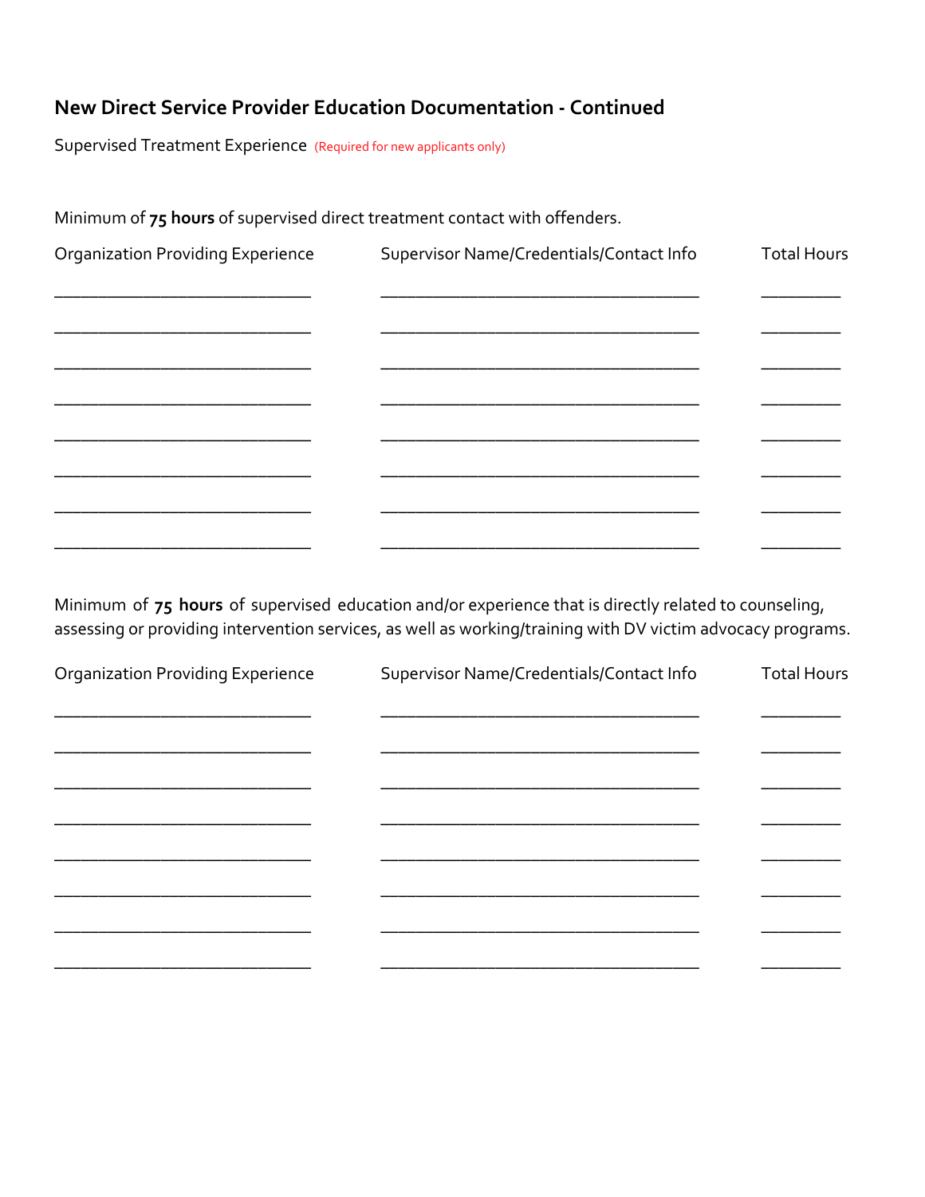## New Direct Service Provider Education Documentation - Continued

Supervised Treatment Experience (Required for new applicants only)

Minimum of **75 hours** of supervised direct treatment contact with offenders.

| Organization Providing Experience | Supervisor Name/Credentials/Contact Info | Total Hours |
| --- | --- | --- |
| | | |
| | | |
| | | |
| | | |
| | | |
| | | |
| | | |
| | | |

Minimum of **75 hours** of supervised education and/or experience that is directly related to counseling, assessing or providing intervention services, as well as working/training with DV victim advocacy programs.

| Organization Providing Experience | Supervisor Name/Credentials/Contact Info | Total Hours |
| --- | --- | --- |
| | | |
| | | |
| | | |
| | | |
| | | |
| | | |
| | | |
| | | |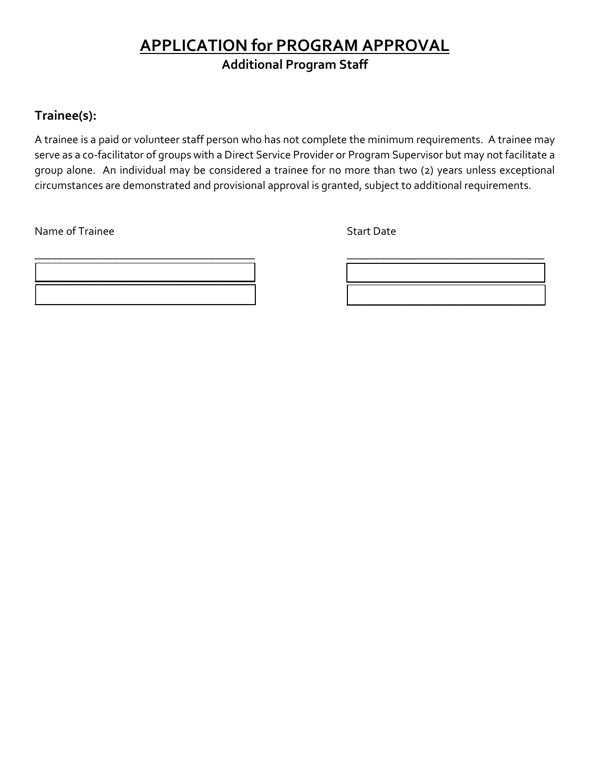# APPLICATION for PROGRAM APPROVAL

**Additional Program Staff**

## Trainee(s):

A trainee is a paid or volunteer staff person who has not complete the minimum requirements. A trainee may serve as a co-facilitator of groups with a Direct Service Provider or Program Supervisor but may not facilitate a group alone. An individual may be considered a trainee for no more than two (2) years unless exceptional circumstances are demonstrated and provisional approval is granted, subject to additional requirements.

| Name of Trainee | Start Date |
| --- | --- |
| | |
| | |
| | |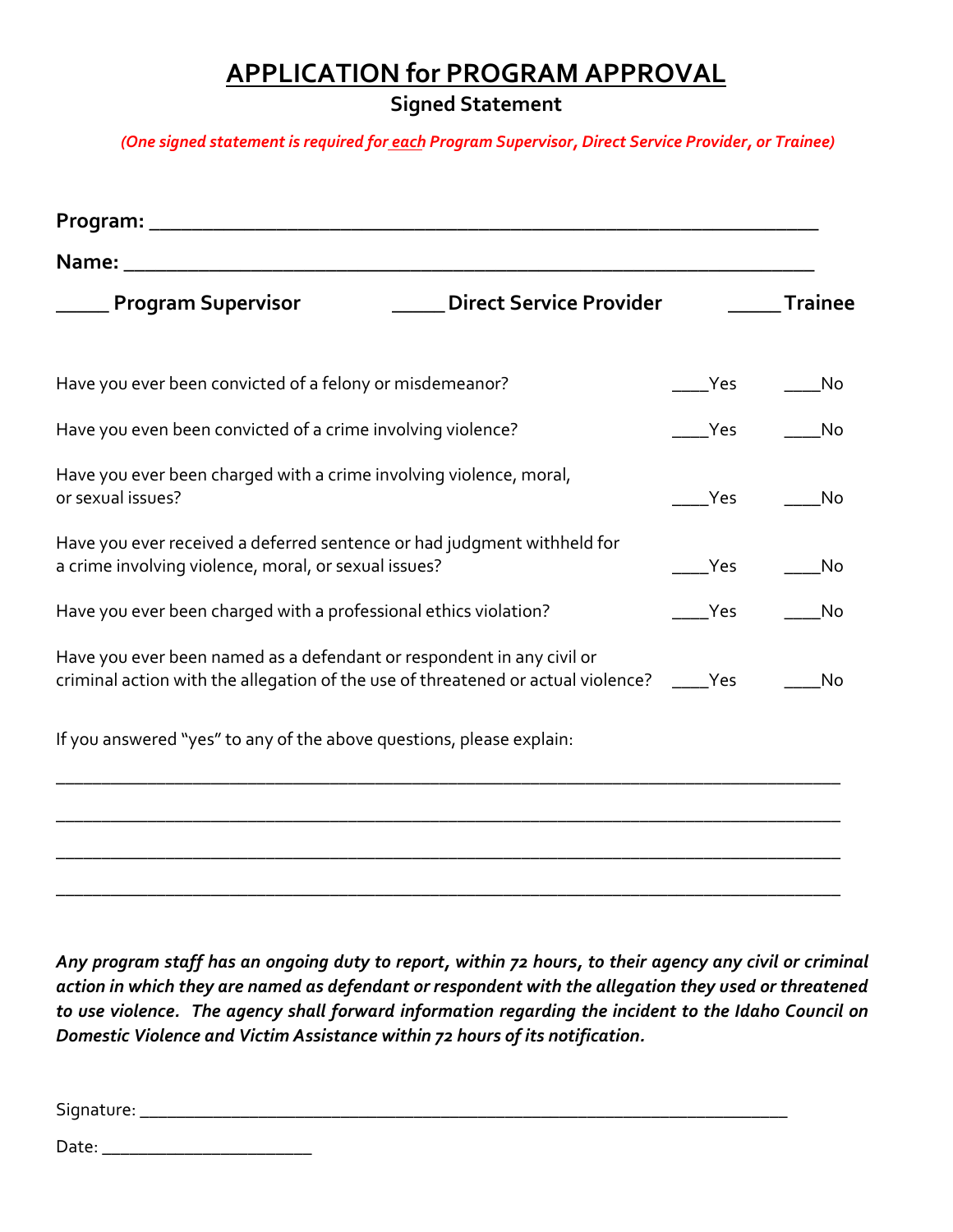# APPLICATION for PROGRAM APPROVAL

**Signed Statement**

*(One signed statement is required for each Program Supervisor, Direct Service Provider, or Trainee)*

**Program:** ____________________________________________________________

**Name:** ______________________________________________________________

_____ **Program Supervisor** _____ **Direct Service Provider** _____ **Trainee**

Have you ever been convicted of a felony or misdemeanor? ____Yes ____No

Have you even been convicted of a crime involving violence? ____Yes ____No

Have you ever been charged with a crime involving violence, moral, or sexual issues? ____Yes ____No

Have you ever received a deferred sentence or had judgment withheld for a crime involving violence, moral, or sexual issues? ____Yes ____No

Have you ever been charged with a professional ethics violation? ____Yes ____No

Have you ever been named as a defendant or respondent in any civil or criminal action with the allegation of the use of threatened or actual violence? ____Yes ____No

If you answered "yes" to any of the above questions, please explain:

______________________________________________________________________________

______________________________________________________________________________

______________________________________________________________________________

______________________________________________________________________________

***Any program staff has an ongoing duty to report, within 72 hours, to their agency any civil or criminal action in which they are named as defendant or respondent with the allegation they used or threatened to use violence. The agency shall forward information regarding the incident to the Idaho Council on Domestic Violence and Victim Assistance within 72 hours of its notification.***

Signature: ___________________________________________________________

Date: ______________________